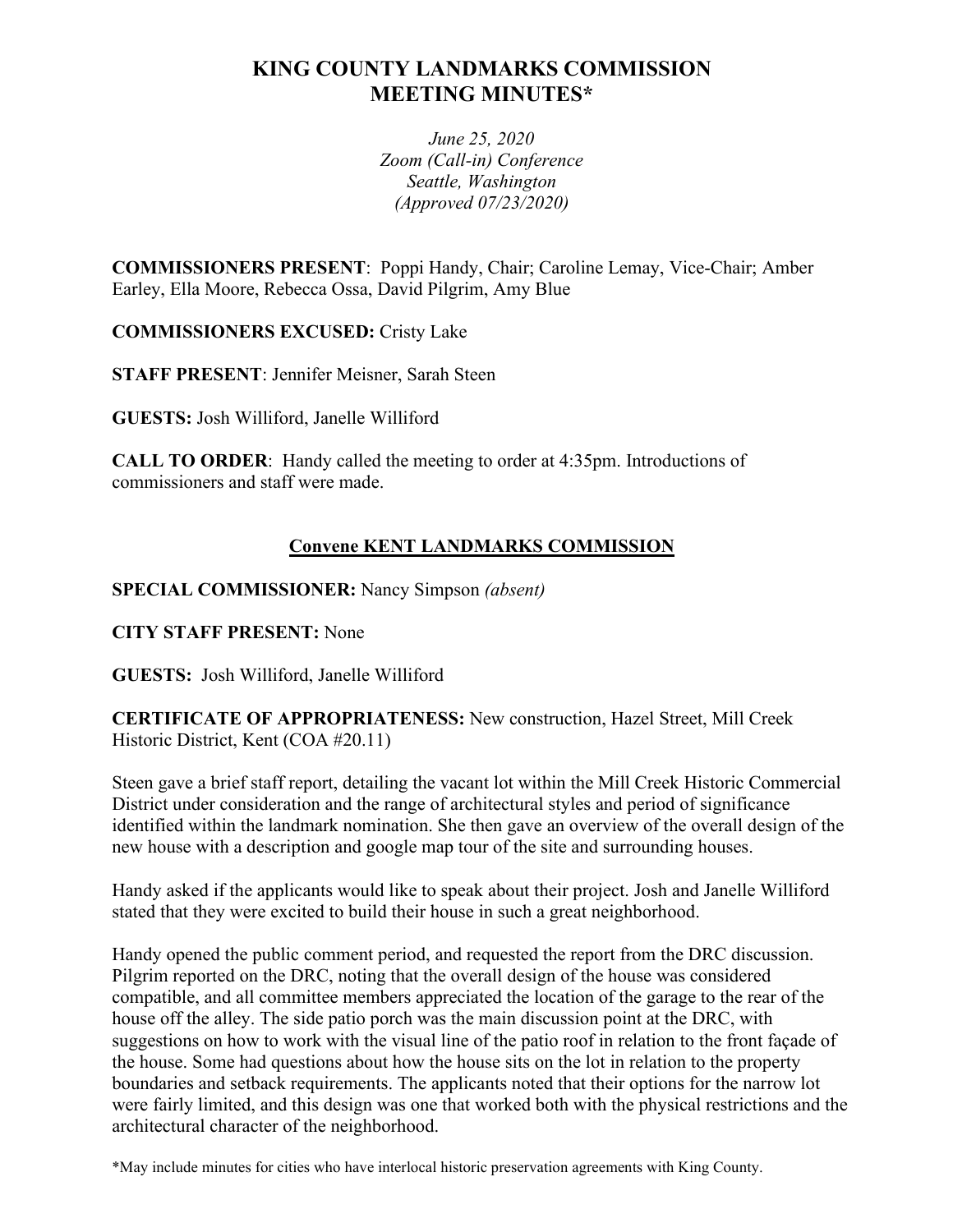# KING COUNTY LANDMARKS COMMISSION MEETING MINUTES*

*June 25, 2020*
*Zoom (Call-in) Conference*
*Seattle, Washington*
*(Approved 07/23/2020)*

**COMMISSIONERS PRESENT**: Poppi Handy, Chair; Caroline Lemay, Vice-Chair; Amber Earley, Ella Moore, Rebecca Ossa, David Pilgrim, Amy Blue

**COMMISSIONERS EXCUSED:** Cristy Lake

**STAFF PRESENT**: Jennifer Meisner, Sarah Steen

**GUESTS:** Josh Williford, Janelle Williford

**CALL TO ORDER**: Handy called the meeting to order at 4:35pm. Introductions of commissioners and staff were made.

## Convene KENT LANDMARKS COMMISSION

**SPECIAL COMMISSIONER:** Nancy Simpson *(absent)*

**CITY STAFF PRESENT:** None

**GUESTS:** Josh Williford, Janelle Williford

**CERTIFICATE OF APPROPRIATENESS:** New construction, Hazel Street, Mill Creek Historic District, Kent (COA #20.11)

Steen gave a brief staff report, detailing the vacant lot within the Mill Creek Historic Commercial District under consideration and the range of architectural styles and period of significance identified within the landmark nomination. She then gave an overview of the overall design of the new house with a description and google map tour of the site and surrounding houses.

Handy asked if the applicants would like to speak about their project. Josh and Janelle Williford stated that they were excited to build their house in such a great neighborhood.

Handy opened the public comment period, and requested the report from the DRC discussion. Pilgrim reported on the DRC, noting that the overall design of the house was considered compatible, and all committee members appreciated the location of the garage to the rear of the house off the alley. The side patio porch was the main discussion point at the DRC, with suggestions on how to work with the visual line of the patio roof in relation to the front façade of the house. Some had questions about how the house sits on the lot in relation to the property boundaries and setback requirements. The applicants noted that their options for the narrow lot were fairly limited, and this design was one that worked both with the physical restrictions and the architectural character of the neighborhood.

*May include minutes for cities who have interlocal historic preservation agreements with King County.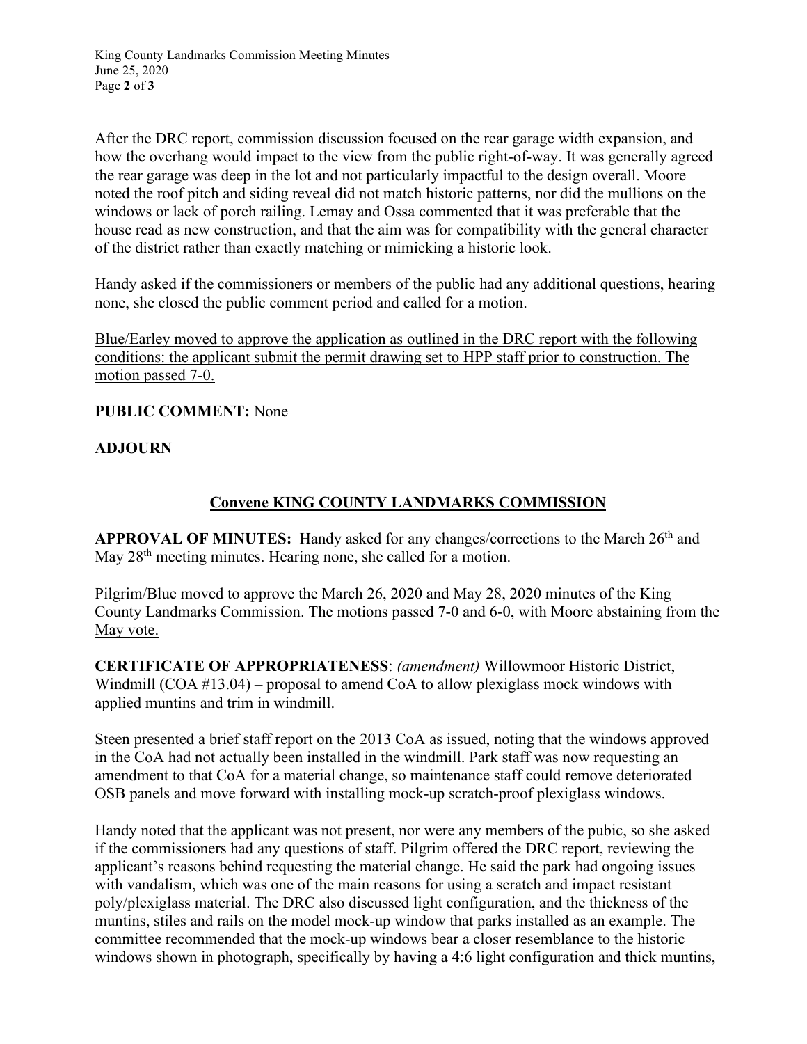After the DRC report, commission discussion focused on the rear garage width expansion, and how the overhang would impact to the view from the public right-of-way. It was generally agreed the rear garage was deep in the lot and not particularly impactful to the design overall. Moore noted the roof pitch and siding reveal did not match historic patterns, nor did the mullions on the windows or lack of porch railing. Lemay and Ossa commented that it was preferable that the house read as new construction, and that the aim was for compatibility with the general character of the district rather than exactly matching or mimicking a historic look.

Handy asked if the commissioners or members of the public had any additional questions, hearing none, she closed the public comment period and called for a motion.

<u>Blue/Earley moved to approve the application as outlined in the DRC report with the following conditions: the applicant submit the permit drawing set to HPP staff prior to construction. The motion passed 7-0.</u>

**PUBLIC COMMENT:** None

**ADJOURN**

## <u>Convene KING COUNTY LANDMARKS COMMISSION</u>

**APPROVAL OF MINUTES:** Handy asked for any changes/corrections to the March 26th and May 28th meeting minutes. Hearing none, she called for a motion.

<u>Pilgrim/Blue moved to approve the March 26, 2020 and May 28, 2020 minutes of the King County Landmarks Commission. The motions passed 7-0 and 6-0, with Moore abstaining from the May vote.</u>

**CERTIFICATE OF APPROPRIATENESS**: *(amendment)* Willowmoor Historic District, Windmill (COA #13.04) – proposal to amend CoA to allow plexiglass mock windows with applied muntins and trim in windmill.

Steen presented a brief staff report on the 2013 CoA as issued, noting that the windows approved in the CoA had not actually been installed in the windmill. Park staff was now requesting an amendment to that CoA for a material change, so maintenance staff could remove deteriorated OSB panels and move forward with installing mock-up scratch-proof plexiglass windows.

Handy noted that the applicant was not present, nor were any members of the pubic, so she asked if the commissioners had any questions of staff. Pilgrim offered the DRC report, reviewing the applicant's reasons behind requesting the material change. He said the park had ongoing issues with vandalism, which was one of the main reasons for using a scratch and impact resistant poly/plexiglass material. The DRC also discussed light configuration, and the thickness of the muntins, stiles and rails on the model mock-up window that parks installed as an example. The committee recommended that the mock-up windows bear a closer resemblance to the historic windows shown in photograph, specifically by having a 4:6 light configuration and thick muntins,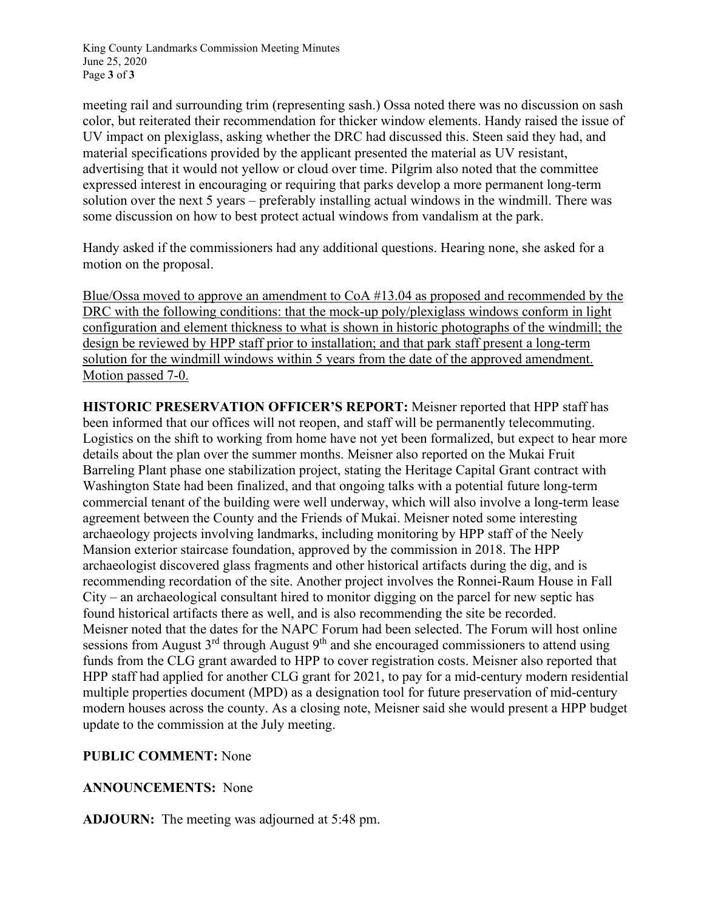meeting rail and surrounding trim (representing sash.) Ossa noted there was no discussion on sash color, but reiterated their recommendation for thicker window elements. Handy raised the issue of UV impact on plexiglass, asking whether the DRC had discussed this. Steen said they had, and material specifications provided by the applicant presented the material as UV resistant, advertising that it would not yellow or cloud over time. Pilgrim also noted that the committee expressed interest in encouraging or requiring that parks develop a more permanent long-term solution over the next 5 years – preferably installing actual windows in the windmill. There was some discussion on how to best protect actual windows from vandalism at the park.

Handy asked if the commissioners had any additional questions. Hearing none, she asked for a motion on the proposal.

<u>Blue/Ossa moved to approve an amendment to CoA #13.04 as proposed and recommended by the DRC with the following conditions: that the mock-up poly/plexiglass windows conform in light configuration and element thickness to what is shown in historic photographs of the windmill; the design be reviewed by HPP staff prior to installation; and that park staff present a long-term solution for the windmill windows within 5 years from the date of the approved amendment. Motion passed 7-0.</u>

**HISTORIC PRESERVATION OFFICER'S REPORT:** Meisner reported that HPP staff has been informed that our offices will not reopen, and staff will be permanently telecommuting. Logistics on the shift to working from home have not yet been formalized, but expect to hear more details about the plan over the summer months. Meisner also reported on the Mukai Fruit Barreling Plant phase one stabilization project, stating the Heritage Capital Grant contract with Washington State had been finalized, and that ongoing talks with a potential future long-term commercial tenant of the building were well underway, which will also involve a long-term lease agreement between the County and the Friends of Mukai. Meisner noted some interesting archaeology projects involving landmarks, including monitoring by HPP staff of the Neely Mansion exterior staircase foundation, approved by the commission in 2018. The HPP archaeologist discovered glass fragments and other historical artifacts during the dig, and is recommending recordation of the site. Another project involves the Ronnei-Raum House in Fall City – an archaeological consultant hired to monitor digging on the parcel for new septic has found historical artifacts there as well, and is also recommending the site be recorded. Meisner noted that the dates for the NAPC Forum had been selected. The Forum will host online sessions from August 3rd through August 9th and she encouraged commissioners to attend using funds from the CLG grant awarded to HPP to cover registration costs. Meisner also reported that HPP staff had applied for another CLG grant for 2021, to pay for a mid-century modern residential multiple properties document (MPD) as a designation tool for future preservation of mid-century modern houses across the county. As a closing note, Meisner said she would present a HPP budget update to the commission at the July meeting.

**PUBLIC COMMENT:** None

**ANNOUNCEMENTS:** None

**ADJOURN:** The meeting was adjourned at 5:48 pm.